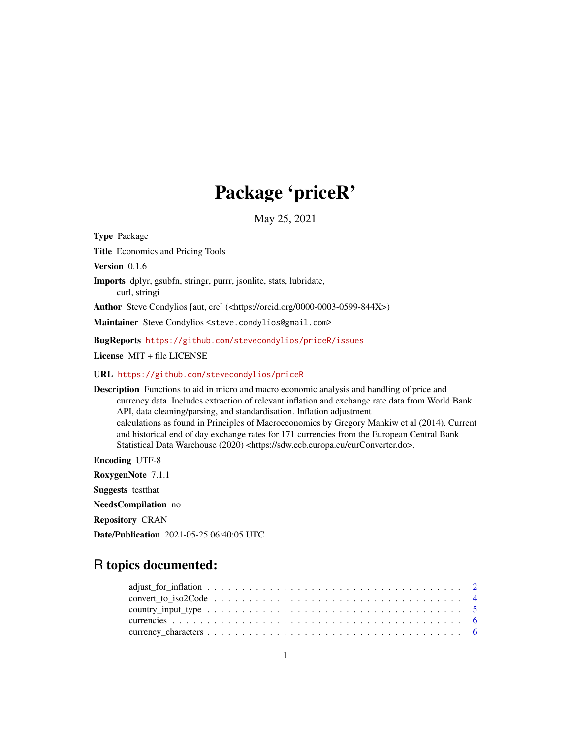# Package 'priceR'

May 25, 2021

**Type** Package

**Title** Economics and Pricing Tools

**Version** 0.1.6

**Imports** dplyr, gsubfn, stringr, purrr, jsonlite, stats, lubridate, curl, stringi

**Author** Steve Condylios [aut, cre] (<https://orcid.org/0000-0003-0599-844X>)

**Maintainer** Steve Condylios <steve.condylios@gmail.com>

**BugReports** https://github.com/stevecondylios/priceR/issues

**License** MIT + file LICENSE

**URL** https://github.com/stevecondylios/priceR

**Description** Functions to aid in micro and macro economic analysis and handling of price and currency data. Includes extraction of relevant inflation and exchange rate data from World Bank API, data cleaning/parsing, and standardisation. Inflation adjustment calculations as found in Principles of Macroeconomics by Gregory Mankiw et al (2014). Current and historical end of day exchange rates for 171 currencies from the European Central Bank Statistical Data Warehouse (2020) <https://sdw.ecb.europa.eu/curConverter.do>.

**Encoding** UTF-8

**RoxygenNote** 7.1.1

**Suggests** testthat

**NeedsCompilation** no

**Repository** CRAN

**Date/Publication** 2021-05-25 06:40:05 UTC

## R topics documented:

adjust_for_inflation . . . . . . . . . . . . . . . . . . . . . . . . . . . . . . . . . . . . 2
convert_to_iso2Code . . . . . . . . . . . . . . . . . . . . . . . . . . . . . . . . . . . 4
country_input_type . . . . . . . . . . . . . . . . . . . . . . . . . . . . . . . . . . . . 5
currencies . . . . . . . . . . . . . . . . . . . . . . . . . . . . . . . . . . . . . . . . . 6
currency_characters . . . . . . . . . . . . . . . . . . . . . . . . . . . . . . . . . . . 6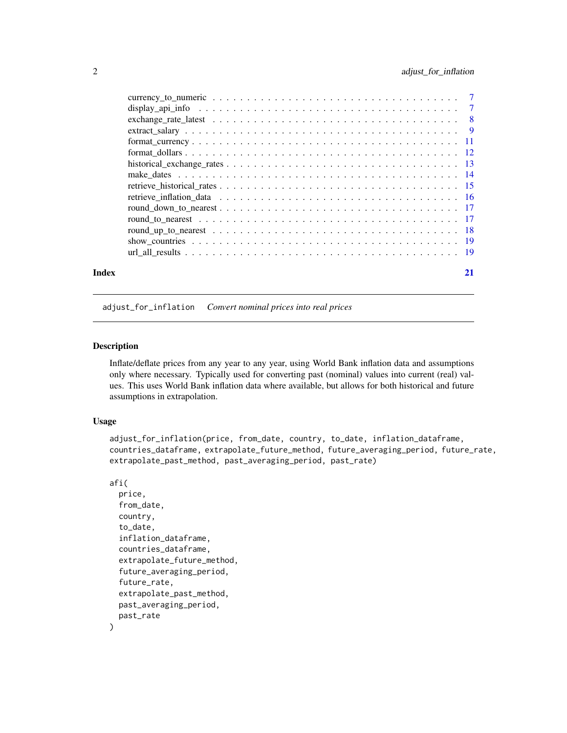| | |
|---|---|
| currency_to_numeric | 7 |
| display_api_info | 7 |
| exchange_rate_latest | 8 |
| extract_salary | 9 |
| format_currency | 11 |
| format_dollars | 12 |
| historical_exchange_rates | 13 |
| make_dates | 14 |
| retrieve_historical_rates | 15 |
| retrieve_inflation_data | 16 |
| round_down_to_nearest | 17 |
| round_to_nearest | 17 |
| round_up_to_nearest | 18 |
| show_countries | 19 |
| url_all_results | 19 |

**Index** 21

---

## adjust_for_inflation *Convert nominal prices into real prices*

### Description

Inflate/deflate prices from any year to any year, using World Bank inflation data and assumptions only where necessary. Typically used for converting past (nominal) values into current (real) values. This uses World Bank inflation data where available, but allows for both historical and future assumptions in extrapolation.

### Usage

```
adjust_for_inflation(price, from_date, country, to_date, inflation_dataframe,
countries_dataframe, extrapolate_future_method, future_averaging_period, future_rate,
extrapolate_past_method, past_averaging_period, past_rate)

afi(
  price,
  from_date,
  country,
  to_date,
  inflation_dataframe,
  countries_dataframe,
  extrapolate_future_method,
  future_averaging_period,
  future_rate,
  extrapolate_past_method,
  past_averaging_period,
  past_rate
)
```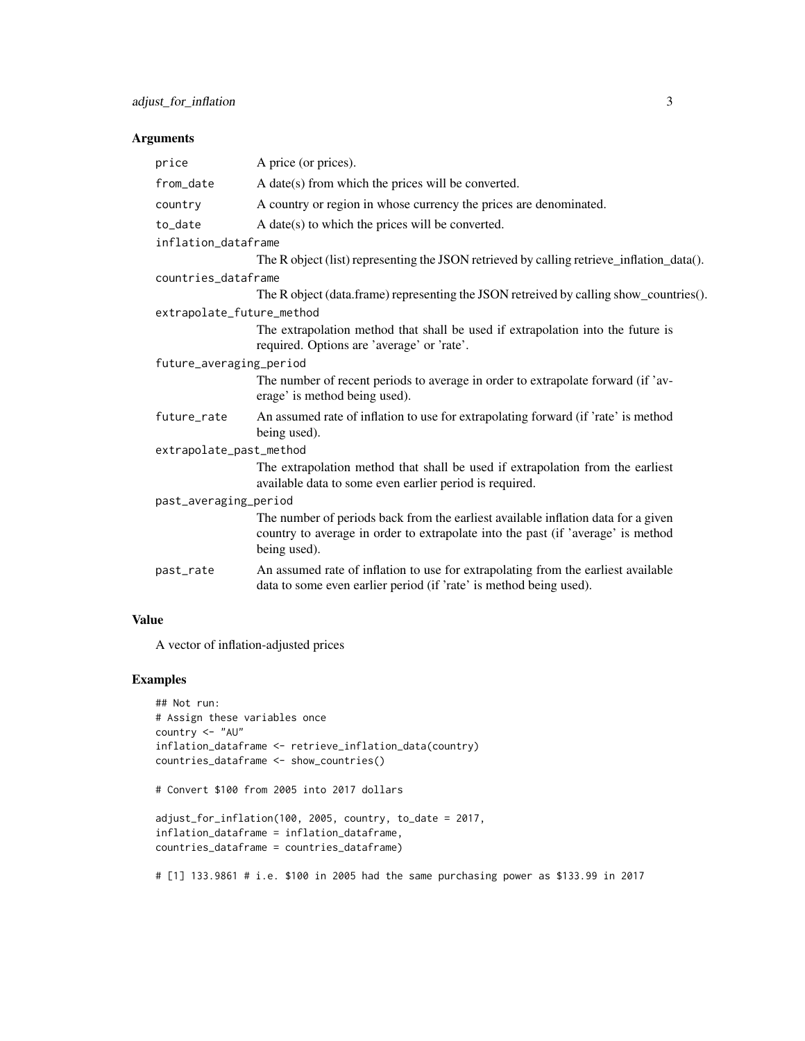### Arguments

| | |
|---|---|
| `price` | A price (or prices). |
| `from_date` | A date(s) from which the prices will be converted. |
| `country` | A country or region in whose currency the prices are denominated. |
| `to_date` | A date(s) to which the prices will be converted. |
| `inflation_dataframe` | The R object (list) representing the JSON retrieved by calling retrieve_inflation_data(). |
| `countries_dataframe` | The R object (data.frame) representing the JSON retreived by calling show_countries(). |
| `extrapolate_future_method` | The extrapolation method that shall be used if extrapolation into the future is required. Options are 'average' or 'rate'. |
| `future_averaging_period` | The number of recent periods to average in order to extrapolate forward (if 'average' is method being used). |
| `future_rate` | An assumed rate of inflation to use for extrapolating forward (if 'rate' is method being used). |
| `extrapolate_past_method` | The extrapolation method that shall be used if extrapolation from the earliest available data to some even earlier period is required. |
| `past_averaging_period` | The number of periods back from the earliest available inflation data for a given country to average in order to extrapolate into the past (if 'average' is method being used). |
| `past_rate` | An assumed rate of inflation to use for extrapolating from the earliest available data to some even earlier period (if 'rate' is method being used). |

### Value

A vector of inflation-adjusted prices

### Examples

```
## Not run:
# Assign these variables once
country <- "AU"
inflation_dataframe <- retrieve_inflation_data(country)
countries_dataframe <- show_countries()

# Convert $100 from 2005 into 2017 dollars

adjust_for_inflation(100, 2005, country, to_date = 2017,
inflation_dataframe = inflation_dataframe,
countries_dataframe = countries_dataframe)

# [1] 133.9861 # i.e. $100 in 2005 had the same purchasing power as $133.99 in 2017
```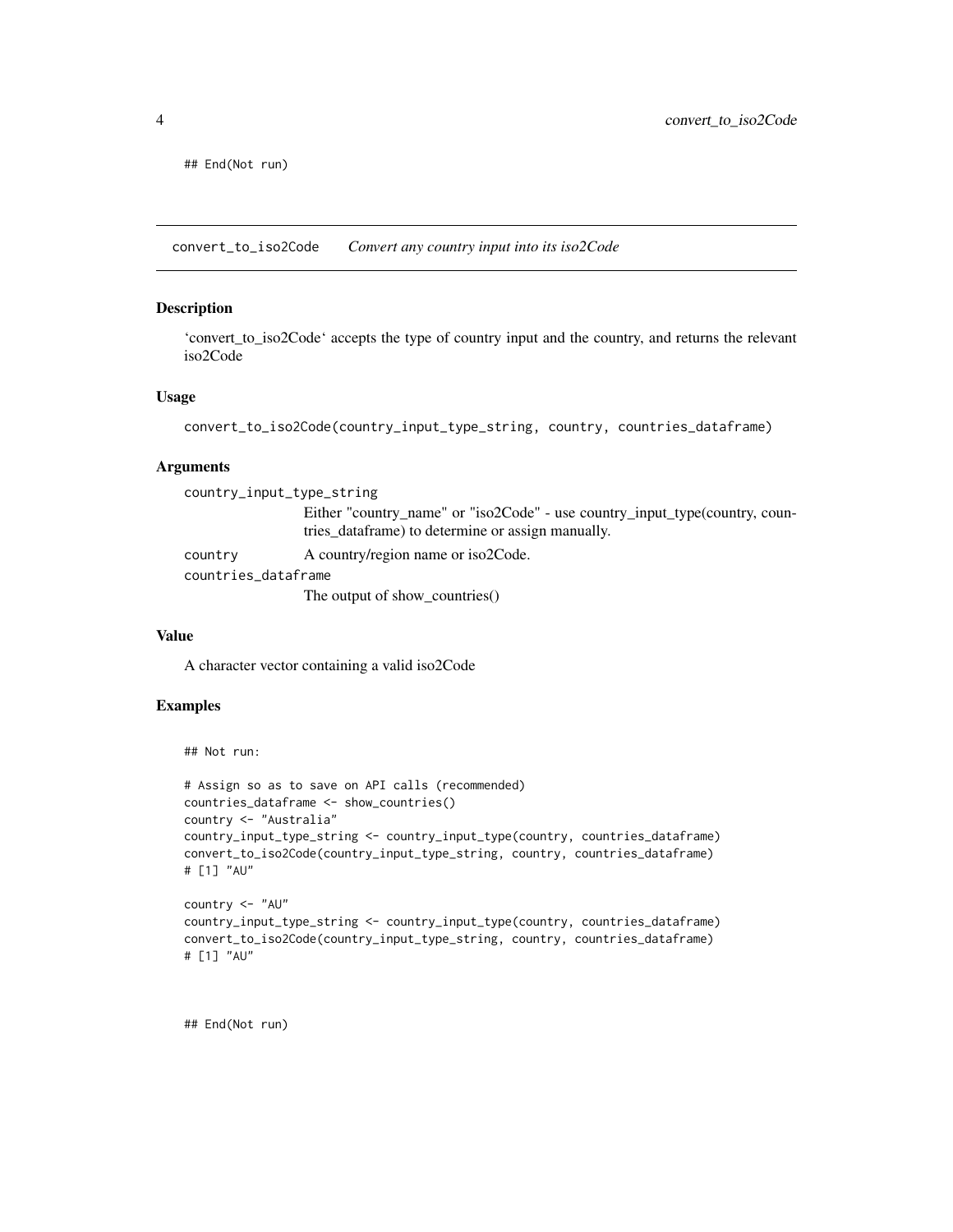```
## End(Not run)
```

## convert_to_iso2Code — *Convert any country input into its iso2Code*

### Description

'convert_to_iso2Code' accepts the type of country input and the country, and returns the relevant iso2Code

### Usage

```
convert_to_iso2Code(country_input_type_string, country, countries_dataframe)
```

### Arguments

`country_input_type_string`
: Either "country_name" or "iso2Code" - use country_input_type(country, countries_dataframe) to determine or assign manually.

`country`
: A country/region name or iso2Code.

`countries_dataframe`
: The output of show_countries()

### Value

A character vector containing a valid iso2Code

### Examples

```
## Not run:

# Assign so as to save on API calls (recommended)
countries_dataframe <- show_countries()
country <- "Australia"
country_input_type_string <- country_input_type(country, countries_dataframe)
convert_to_iso2Code(country_input_type_string, country, countries_dataframe)
# [1] "AU"

country <- "AU"
country_input_type_string <- country_input_type(country, countries_dataframe)
convert_to_iso2Code(country_input_type_string, country, countries_dataframe)
# [1] "AU"



## End(Not run)
```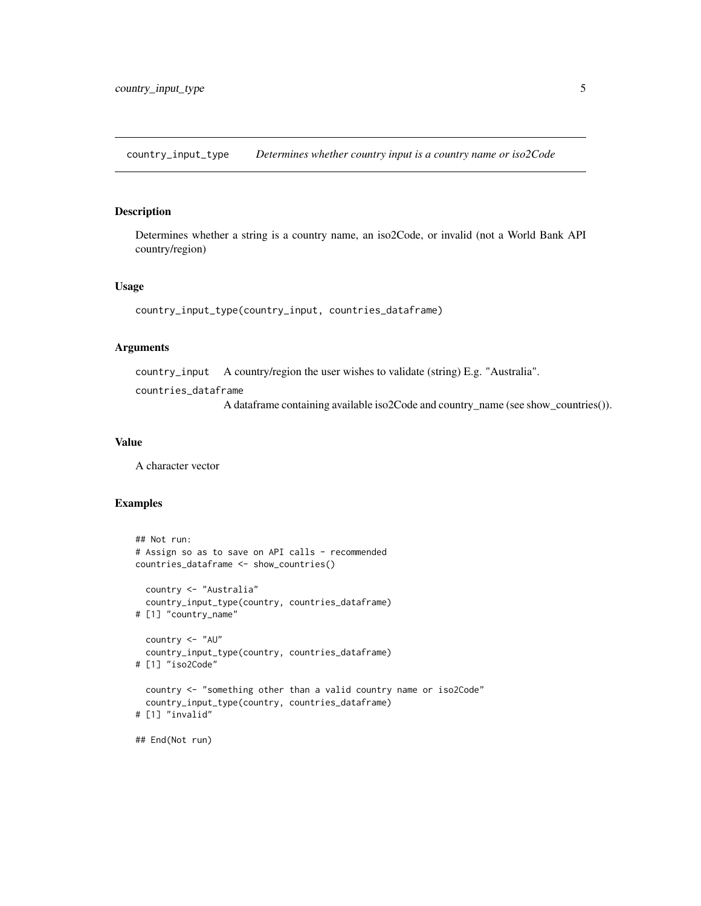# country_input_type *Determines whether country input is a country name or iso2Code*

## Description

Determines whether a string is a country name, an iso2Code, or invalid (not a World Bank API country/region)

## Usage

```
country_input_type(country_input, countries_dataframe)
```

## Arguments

- `country_input` A country/region the user wishes to validate (string) E.g. "Australia".
- `countries_dataframe` A dataframe containing available iso2Code and country_name (see show_countries()).

## Value

A character vector

## Examples

```
## Not run:
# Assign so as to save on API calls - recommended
countries_dataframe <- show_countries()

  country <- "Australia"
  country_input_type(country, countries_dataframe)
# [1] "country_name"

  country <- "AU"
  country_input_type(country, countries_dataframe)
# [1] "iso2Code"

  country <- "something other than a valid country name or iso2Code"
  country_input_type(country, countries_dataframe)
# [1] "invalid"

## End(Not run)
```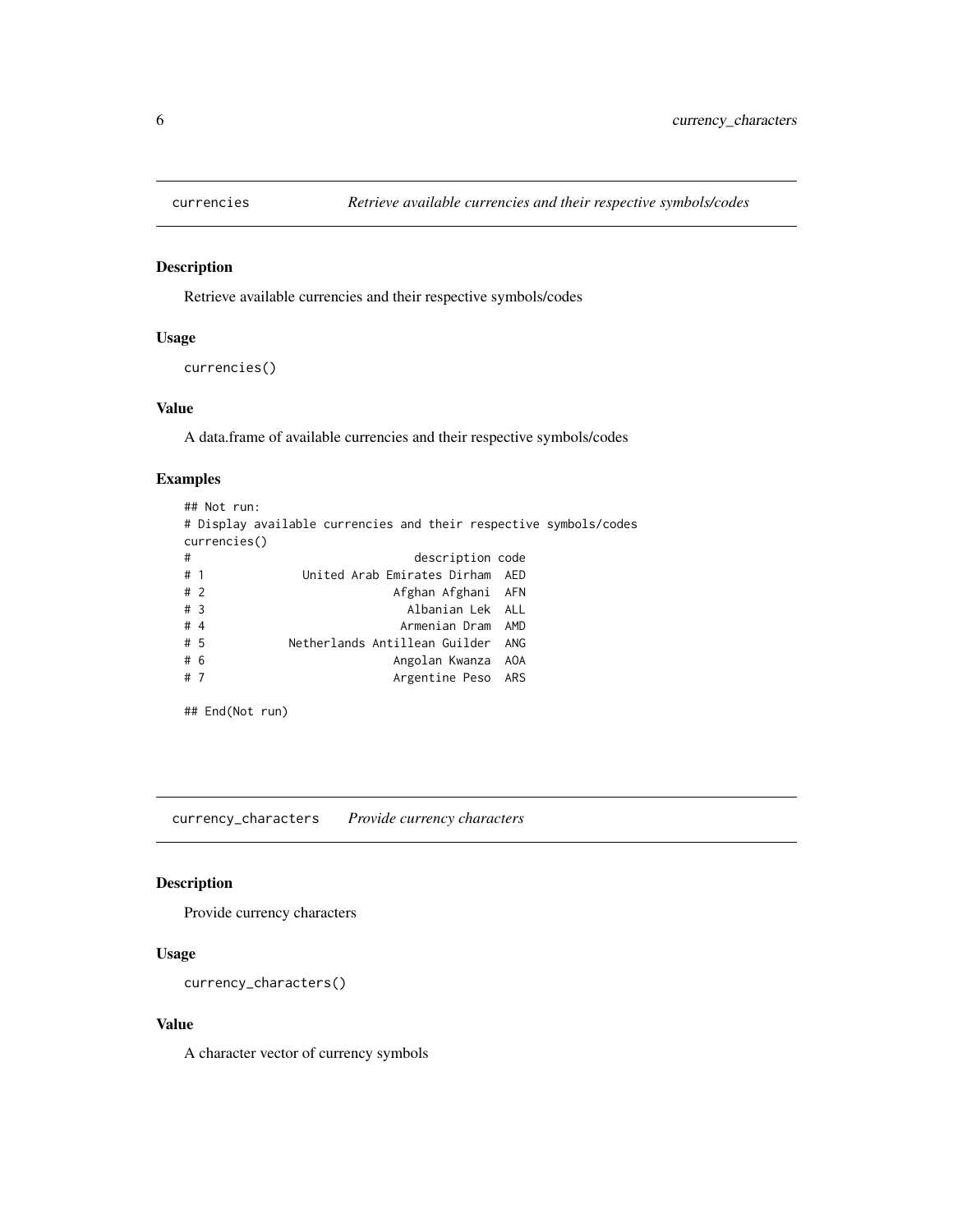## currencies — *Retrieve available currencies and their respective symbols/codes*

### Description

Retrieve available currencies and their respective symbols/codes

### Usage

```
currencies()
```

### Value

A data.frame of available currencies and their respective symbols/codes

### Examples

```
## Not run:
# Display available currencies and their respective symbols/codes
currencies()
#                          description code
# 1          United Arab Emirates Dirham  AED
# 2                       Afghan Afghani  AFN
# 3                         Albanian Lek  ALL
# 4                        Armenian Dram  AMD
# 5         Netherlands Antillean Guilder  ANG
# 6                       Angolan Kwanza  AOA
# 7                       Argentine Peso  ARS

## End(Not run)
```

## currency_characters — *Provide currency characters*

### Description

Provide currency characters

### Usage

```
currency_characters()
```

### Value

A character vector of currency symbols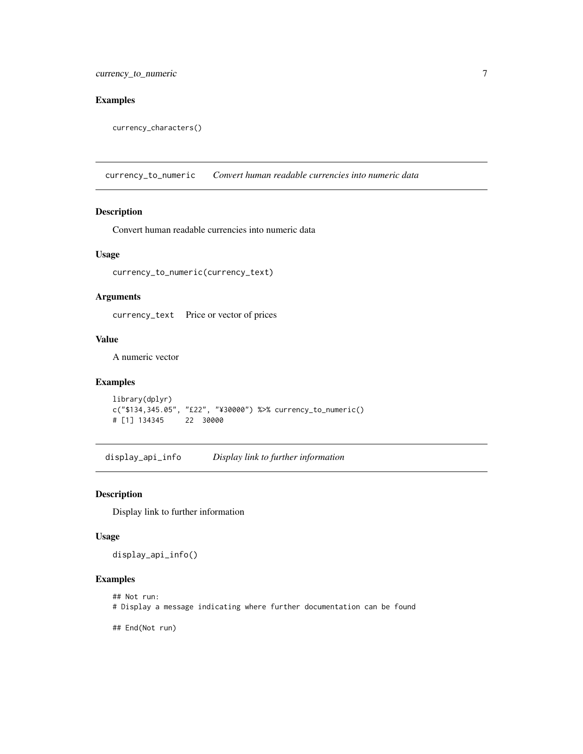### Examples

```
currency_characters()
```

## currency_to_numeric *Convert human readable currencies into numeric data*

### Description

Convert human readable currencies into numeric data

### Usage

```
currency_to_numeric(currency_text)
```

### Arguments

`currency_text` Price or vector of prices

### Value

A numeric vector

### Examples

```
library(dplyr)
c("$134,345.05", "£22", "¥30000") %>% currency_to_numeric()
# [1] 134345     22  30000
```

## display_api_info *Display link to further information*

### Description

Display link to further information

### Usage

```
display_api_info()
```

### Examples

```
## Not run:
# Display a message indicating where further documentation can be found

## End(Not run)
```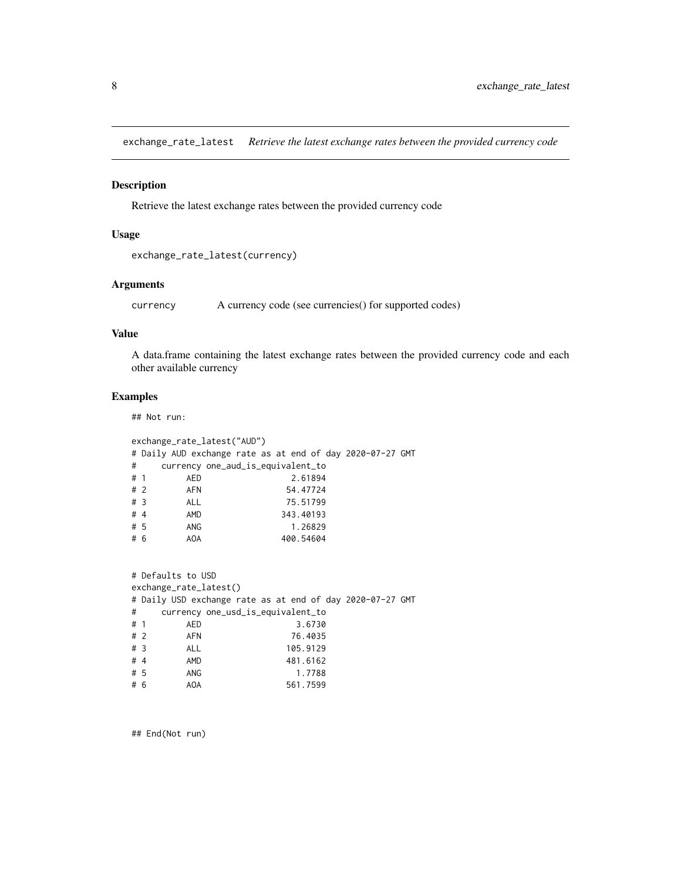## exchange_rate_latest — *Retrieve the latest exchange rates between the provided currency code*

### Description

Retrieve the latest exchange rates between the provided currency code

### Usage

```
exchange_rate_latest(currency)
```

### Arguments

| | |
|---|---|
| currency | A currency code (see currencies() for supported codes) |

### Value

A data.frame containing the latest exchange rates between the provided currency code and each other available currency

### Examples

```
## Not run:

exchange_rate_latest("AUD")
# Daily AUD exchange rate as at end of day 2020-07-27 GMT
#     currency one_aud_is_equivalent_to
# 1        AED                  2.61894
# 2        AFN                 54.47724
# 3        ALL                 75.51799
# 4        AMD                343.40193
# 5        ANG                  1.26829
# 6        AOA                400.54604


# Defaults to USD
exchange_rate_latest()
# Daily USD exchange rate as at end of day 2020-07-27 GMT
#     currency one_usd_is_equivalent_to
# 1        AED                   3.6730
# 2        AFN                  76.4035
# 3        ALL                 105.9129
# 4        AMD                 481.6162
# 5        ANG                   1.7788
# 6        AOA                 561.7599



## End(Not run)
```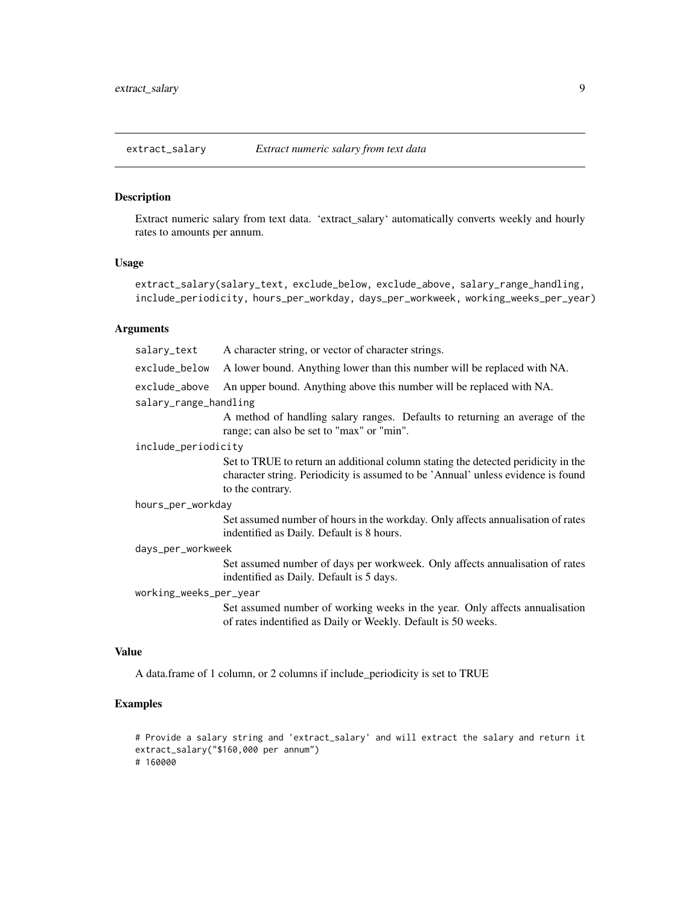## extract_salary — *Extract numeric salary from text data*

### Description

Extract numeric salary from text data. ‘extract_salary‘ automatically converts weekly and hourly rates to amounts per annum.

### Usage

```
extract_salary(salary_text, exclude_below, exclude_above, salary_range_handling,
include_periodicity, hours_per_workday, days_per_workweek, working_weeks_per_year)
```

### Arguments

`salary_text`
: A character string, or vector of character strings.

`exclude_below`
: A lower bound. Anything lower than this number will be replaced with NA.

`exclude_above`
: An upper bound. Anything above this number will be replaced with NA.

`salary_range_handling`
: A method of handling salary ranges. Defaults to returning an average of the range; can also be set to "max" or "min".

`include_periodicity`
: Set to TRUE to return an additional column stating the detected peridicity in the character string. Periodicity is assumed to be 'Annual' unless evidence is found to the contrary.

`hours_per_workday`
: Set assumed number of hours in the workday. Only affects annualisation of rates indentified as Daily. Default is 8 hours.

`days_per_workweek`
: Set assumed number of days per workweek. Only affects annualisation of rates indentified as Daily. Default is 5 days.

`working_weeks_per_year`
: Set assumed number of working weeks in the year. Only affects annualisation of rates indentified as Daily or Weekly. Default is 50 weeks.

### Value

A data.frame of 1 column, or 2 columns if include_periodicity is set to TRUE

### Examples

```
# Provide a salary string and 'extract_salary' and will extract the salary and return it
extract_salary("$160,000 per annum")
# 160000
```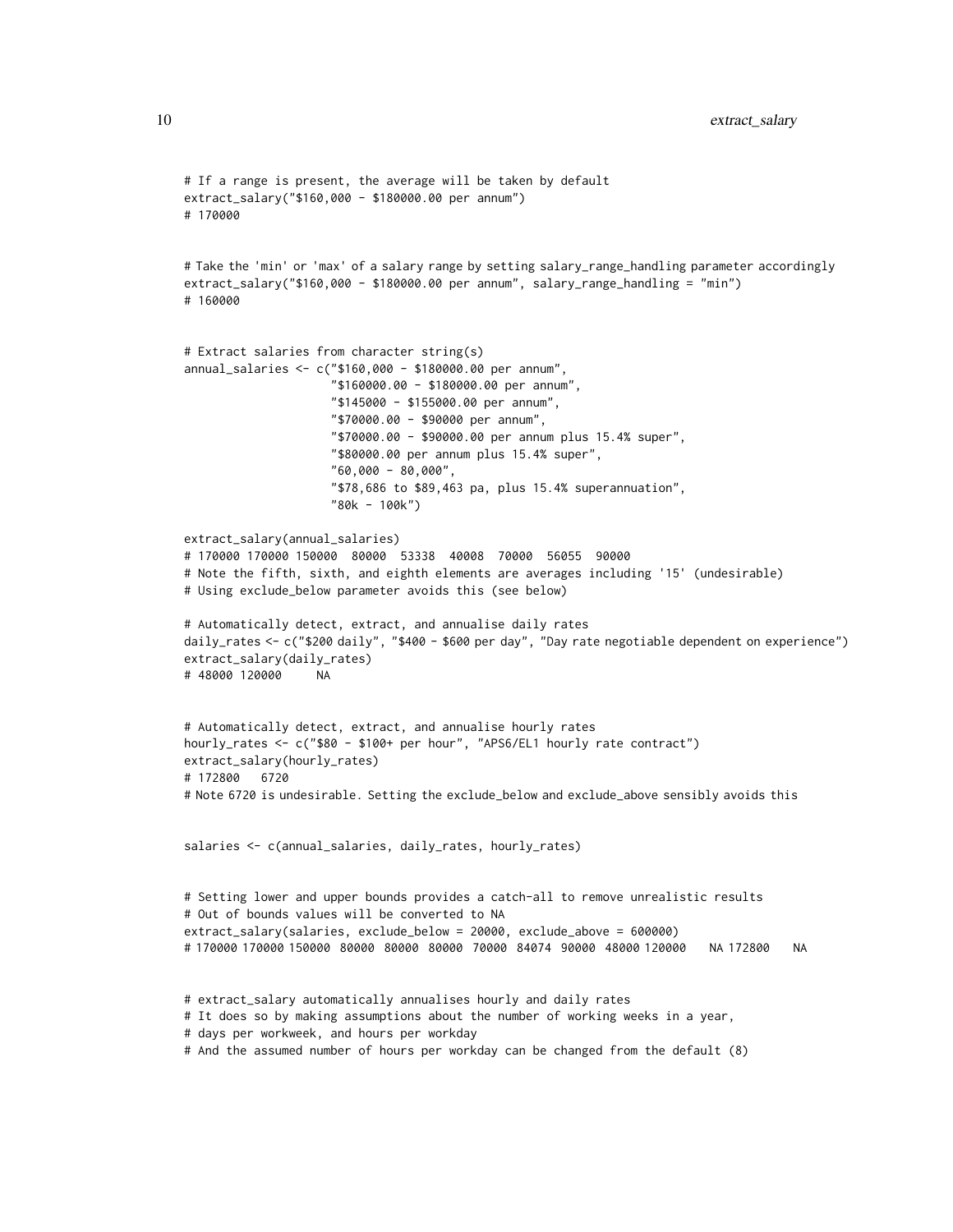```r
# If a range is present, the average will be taken by default
extract_salary("$160,000 - $180000.00 per annum")
# 170000


# Take the 'min' or 'max' of a salary range by setting salary_range_handling parameter accordingly
extract_salary("$160,000 - $180000.00 per annum", salary_range_handling = "min")
# 160000


# Extract salaries from character string(s)
annual_salaries <- c("$160,000 - $180000.00 per annum",
                     "$160000.00 - $180000.00 per annum",
                     "$145000 - $155000.00 per annum",
                     "$70000.00 - $90000 per annum",
                     "$70000.00 - $90000.00 per annum plus 15.4% super",
                     "$80000.00 per annum plus 15.4% super",
                     "60,000 - 80,000",
                     "$78,686 to $89,463 pa, plus 15.4% superannuation",
                     "80k - 100k")

extract_salary(annual_salaries)
# 170000 170000 150000  80000  53338  40008  70000  56055  90000
# Note the fifth, sixth, and eighth elements are averages including '15' (undesirable)
# Using exclude_below parameter avoids this (see below)

# Automatically detect, extract, and annualise daily rates
daily_rates <- c("$200 daily", "$400 - $600 per day", "Day rate negotiable dependent on experience")
extract_salary(daily_rates)
# 48000 120000     NA


# Automatically detect, extract, and annualise hourly rates
hourly_rates <- c("$80 - $100+ per hour", "APS6/EL1 hourly rate contract")
extract_salary(hourly_rates)
# 172800   6720
# Note 6720 is undesirable. Setting the exclude_below and exclude_above sensibly avoids this


salaries <- c(annual_salaries, daily_rates, hourly_rates)


# Setting lower and upper bounds provides a catch-all to remove unrealistic results
# Out of bounds values will be converted to NA
extract_salary(salaries, exclude_below = 20000, exclude_above = 600000)
# 170000 170000 150000  80000  80000  80000  70000  84074  90000  48000 120000    NA 172800    NA


# extract_salary automatically annualises hourly and daily rates
# It does so by making assumptions about the number of working weeks in a year,
# days per workweek, and hours per workday
# And the assumed number of hours per workday can be changed from the default (8)
```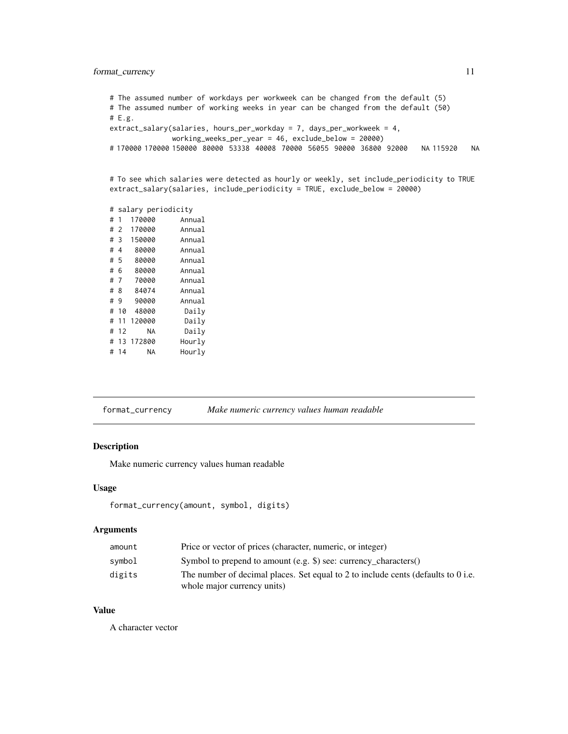```
# The assumed number of workdays per workweek can be changed from the default (5)
# The assumed number of working weeks in year can be changed from the default (50)
# E.g.
extract_salary(salaries, hours_per_workday = 7, days_per_workweek = 4,
               working_weeks_per_year = 46, exclude_below = 20000)
# 170000 170000 150000  80000  53338  40008  70000  56055  90000  36800  92000    NA 115920    NA


# To see which salaries were detected as hourly or weekly, set include_periodicity to TRUE
extract_salary(salaries, include_periodicity = TRUE, exclude_below = 20000)

# salary periodicity
# 1  170000      Annual
# 2  170000      Annual
# 3  150000      Annual
# 4   80000      Annual
# 5   80000      Annual
# 6   80000      Annual
# 7   70000      Annual
# 8   84074      Annual
# 9   90000      Annual
# 10  48000       Daily
# 11 120000       Daily
# 12     NA       Daily
# 13 172800      Hourly
# 14     NA      Hourly
```

---

## format_currency    *Make numeric currency values human readable*

---

### Description

Make numeric currency values human readable

### Usage

```
format_currency(amount, symbol, digits)
```

### Arguments

| | |
|---|---|
| amount | Price or vector of prices (character, numeric, or integer) |
| symbol | Symbol to prepend to amount (e.g. $) see: currency_characters() |
| digits | The number of decimal places. Set equal to 2 to include cents (defaults to 0 i.e. whole major currency units) |

### Value

A character vector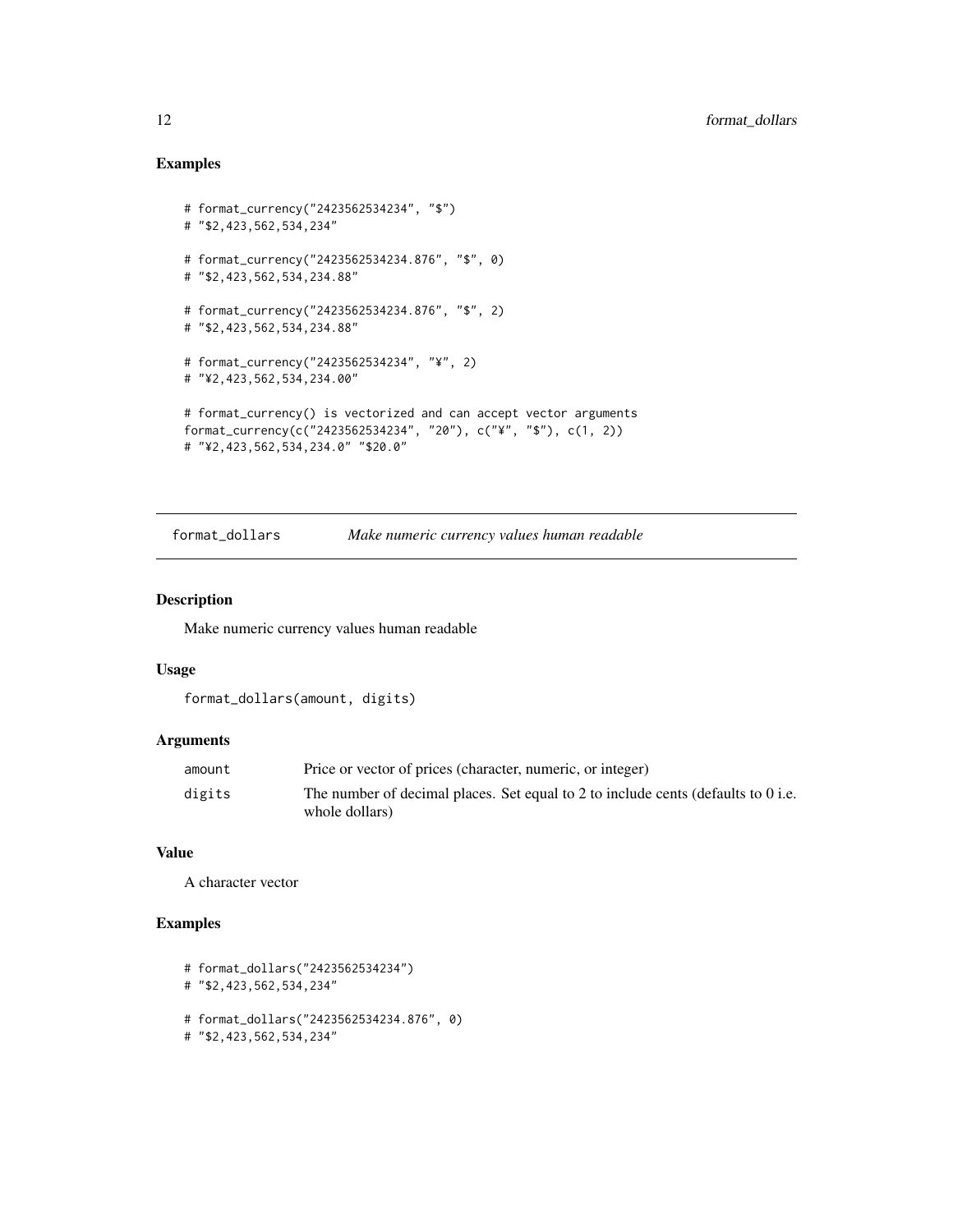## Examples

```
# format_currency("2423562534234", "$")
# "$2,423,562,534,234"

# format_currency("2423562534234.876", "$", 0)
# "$2,423,562,534,234.88"

# format_currency("2423562534234.876", "$", 2)
# "$2,423,562,534,234.88"

# format_currency("2423562534234", "¥", 2)
# "¥2,423,562,534,234.00"

# format_currency() is vectorized and can accept vector arguments
format_currency(c("2423562534234", "20"), c("¥", "$"), c(1, 2))
# "¥2,423,562,534,234.0" "$20.0"
```

---

# format_dollars *Make numeric currency values human readable*

## Description

Make numeric currency values human readable

## Usage

```
format_dollars(amount, digits)
```

## Arguments

| | |
|---|---|
| amount | Price or vector of prices (character, numeric, or integer) |
| digits | The number of decimal places. Set equal to 2 to include cents (defaults to 0 i.e. whole dollars) |

## Value

A character vector

## Examples

```
# format_dollars("2423562534234")
# "$2,423,562,534,234"

# format_dollars("2423562534234.876", 0)
# "$2,423,562,534,234"
```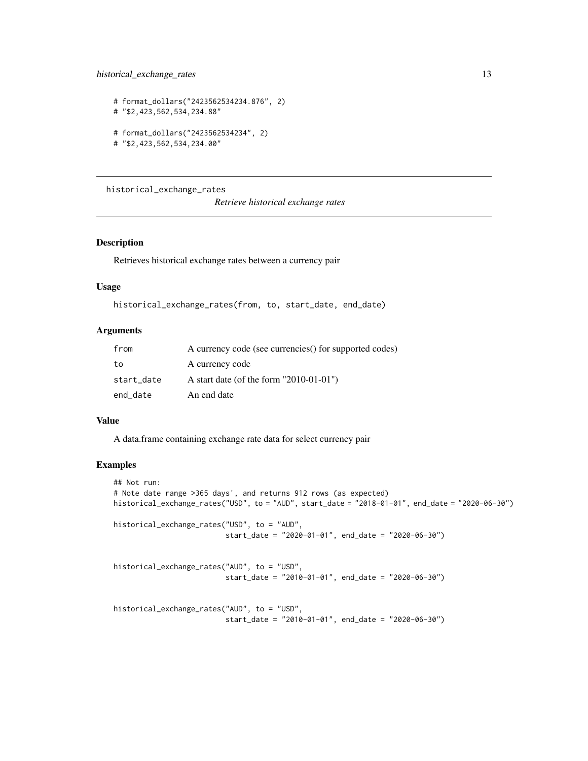```
# format_dollars("2423562534234.876", 2)
# "$2,423,562,534,234.88"

# format_dollars("2423562534234", 2)
# "$2,423,562,534,234.00"
```

---

## historical_exchange_rates

*Retrieve historical exchange rates*

### Description

Retrieves historical exchange rates between a currency pair

### Usage

```
historical_exchange_rates(from, to, start_date, end_date)
```

### Arguments

| | |
|---|---|
| from | A currency code (see currencies() for supported codes) |
| to | A currency code |
| start_date | A start date (of the form "2010-01-01") |
| end_date | An end date |

### Value

A data.frame containing exchange rate data for select currency pair

### Examples

```
## Not run:
# Note date range >365 days', and returns 912 rows (as expected)
historical_exchange_rates("USD", to = "AUD", start_date = "2018-01-01", end_date = "2020-06-30")

historical_exchange_rates("USD", to = "AUD",
                          start_date = "2020-01-01", end_date = "2020-06-30")


historical_exchange_rates("AUD", to = "USD",
                          start_date = "2010-01-01", end_date = "2020-06-30")


historical_exchange_rates("AUD", to = "USD",
                          start_date = "2010-01-01", end_date = "2020-06-30")
```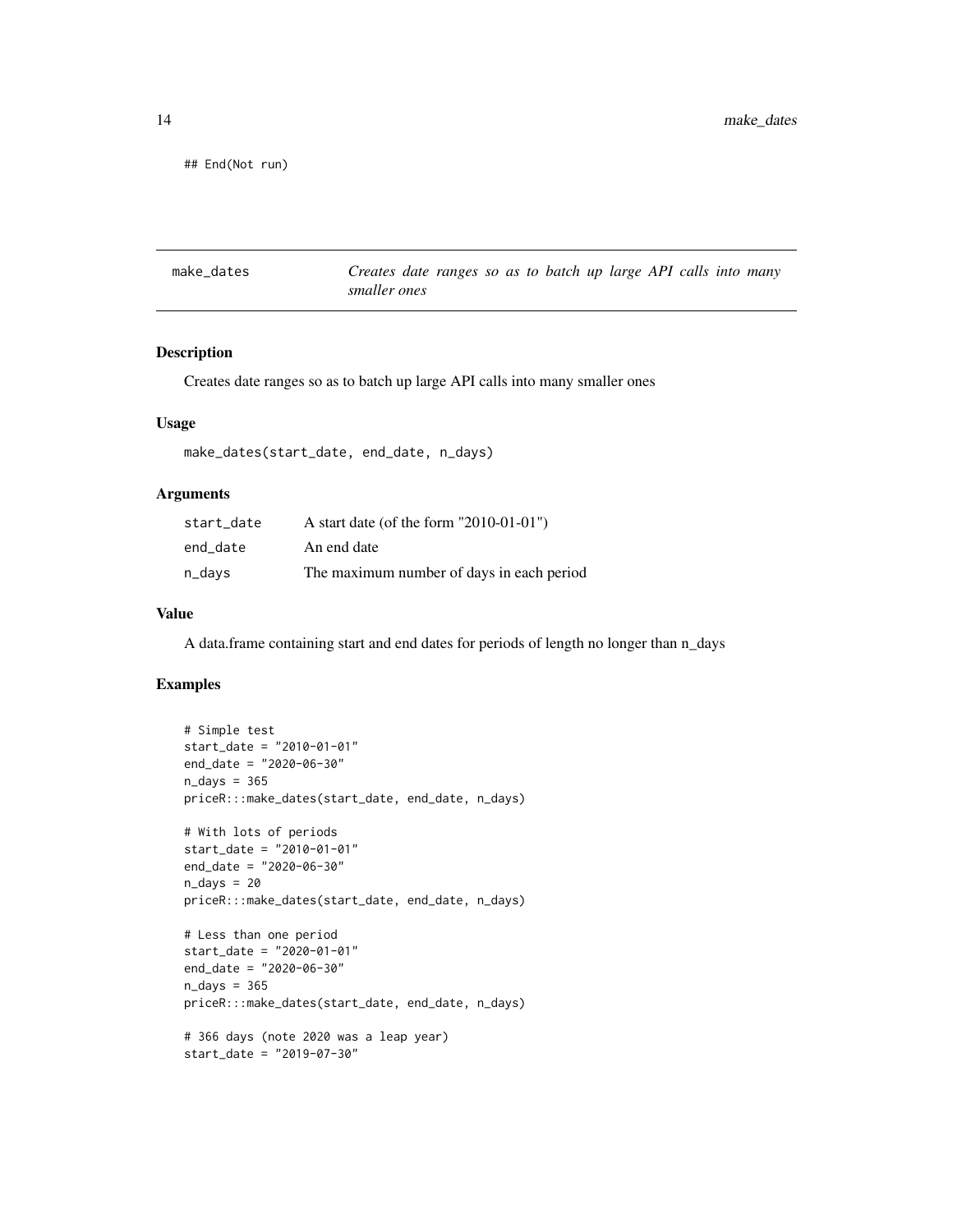```
## End(Not run)
```

---

## make_dates — *Creates date ranges so as to batch up large API calls into many smaller ones*

### Description

Creates date ranges so as to batch up large API calls into many smaller ones

### Usage

```
make_dates(start_date, end_date, n_days)
```

### Arguments

| | |
|---|---|
| start_date | A start date (of the form "2010-01-01") |
| end_date | An end date |
| n_days | The maximum number of days in each period |

### Value

A data.frame containing start and end dates for periods of length no longer than n_days

### Examples

```
# Simple test
start_date = "2010-01-01"
end_date = "2020-06-30"
n_days = 365
priceR:::make_dates(start_date, end_date, n_days)

# With lots of periods
start_date = "2010-01-01"
end_date = "2020-06-30"
n_days = 20
priceR:::make_dates(start_date, end_date, n_days)

# Less than one period
start_date = "2020-01-01"
end_date = "2020-06-30"
n_days = 365
priceR:::make_dates(start_date, end_date, n_days)

# 366 days (note 2020 was a leap year)
start_date = "2019-07-30"
```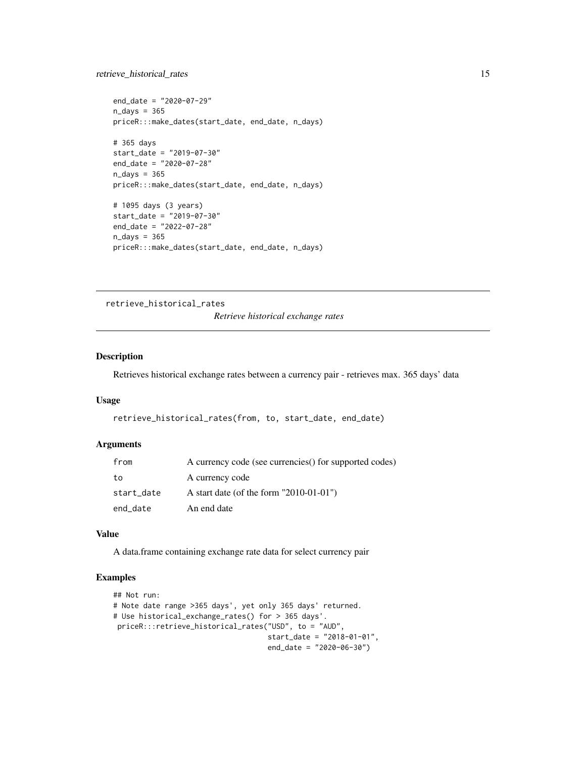```
end_date = "2020-07-29"
n_days = 365
priceR:::make_dates(start_date, end_date, n_days)

# 365 days
start_date = "2019-07-30"
end_date = "2020-07-28"
n_days = 365
priceR:::make_dates(start_date, end_date, n_days)

# 1095 days (3 years)
start_date = "2019-07-30"
end_date = "2022-07-28"
n_days = 365
priceR:::make_dates(start_date, end_date, n_days)
```

---

## retrieve_historical_rates *Retrieve historical exchange rates*

---

### Description

Retrieves historical exchange rates between a currency pair - retrieves max. 365 days' data

### Usage

```
retrieve_historical_rates(from, to, start_date, end_date)
```

### Arguments

| | |
|---|---|
| from | A currency code (see currencies() for supported codes) |
| to | A currency code |
| start_date | A start date (of the form "2010-01-01") |
| end_date | An end date |

### Value

A data.frame containing exchange rate data for select currency pair

### Examples

```
## Not run:
# Note date range >365 days', yet only 365 days' returned.
# Use historical_exchange_rates() for > 365 days'.
 priceR:::retrieve_historical_rates("USD", to = "AUD",
                                    start_date = "2018-01-01",
                                    end_date = "2020-06-30")
```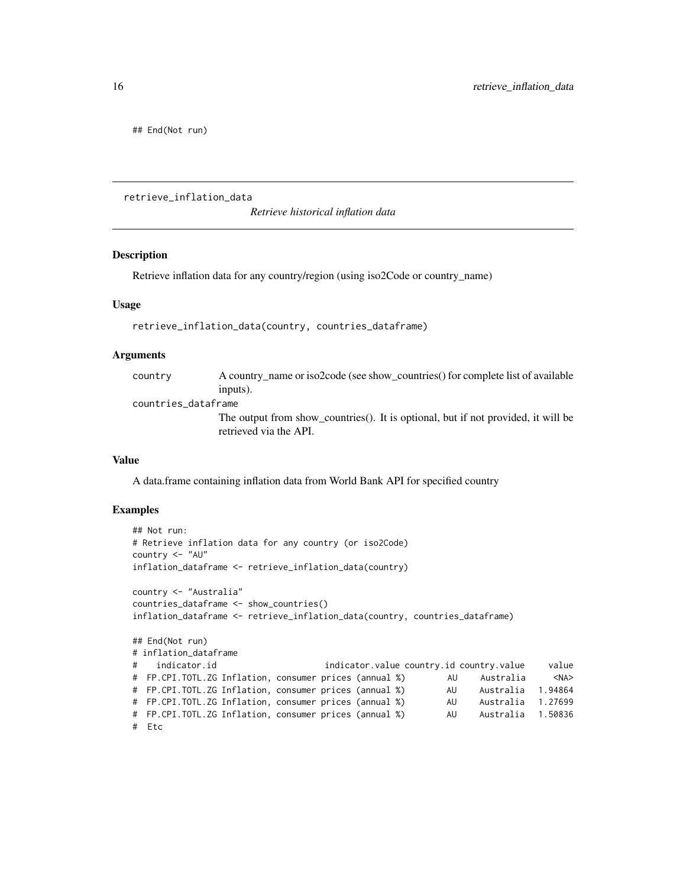```
## End(Not run)
```

---

## retrieve_inflation_data — *Retrieve historical inflation data*

### Description

Retrieve inflation data for any country/region (using iso2Code or country_name)

### Usage

```
retrieve_inflation_data(country, countries_dataframe)
```

### Arguments

| | |
|---|---|
| `country` | A country_name or iso2code (see show_countries() for complete list of available inputs). |
| `countries_dataframe` | The output from show_countries(). It is optional, but if not provided, it will be retrieved via the API. |

### Value

A data.frame containing inflation data from World Bank API for specified country

### Examples

```
## Not run:
# Retrieve inflation data for any country (or iso2Code)
country <- "AU"
inflation_dataframe <- retrieve_inflation_data(country)

country <- "Australia"
countries_dataframe <- show_countries()
inflation_dataframe <- retrieve_inflation_data(country, countries_dataframe)

## End(Not run)
# inflation_dataframe
#    indicator.id                      indicator.value country.id country.value     value
#  FP.CPI.TOTL.ZG Inflation, consumer prices (annual %)        AU     Australia      <NA>
#  FP.CPI.TOTL.ZG Inflation, consumer prices (annual %)        AU     Australia   1.94864
#  FP.CPI.TOTL.ZG Inflation, consumer prices (annual %)        AU     Australia   1.27699
#  FP.CPI.TOTL.ZG Inflation, consumer prices (annual %)        AU     Australia   1.50836
#  Etc
```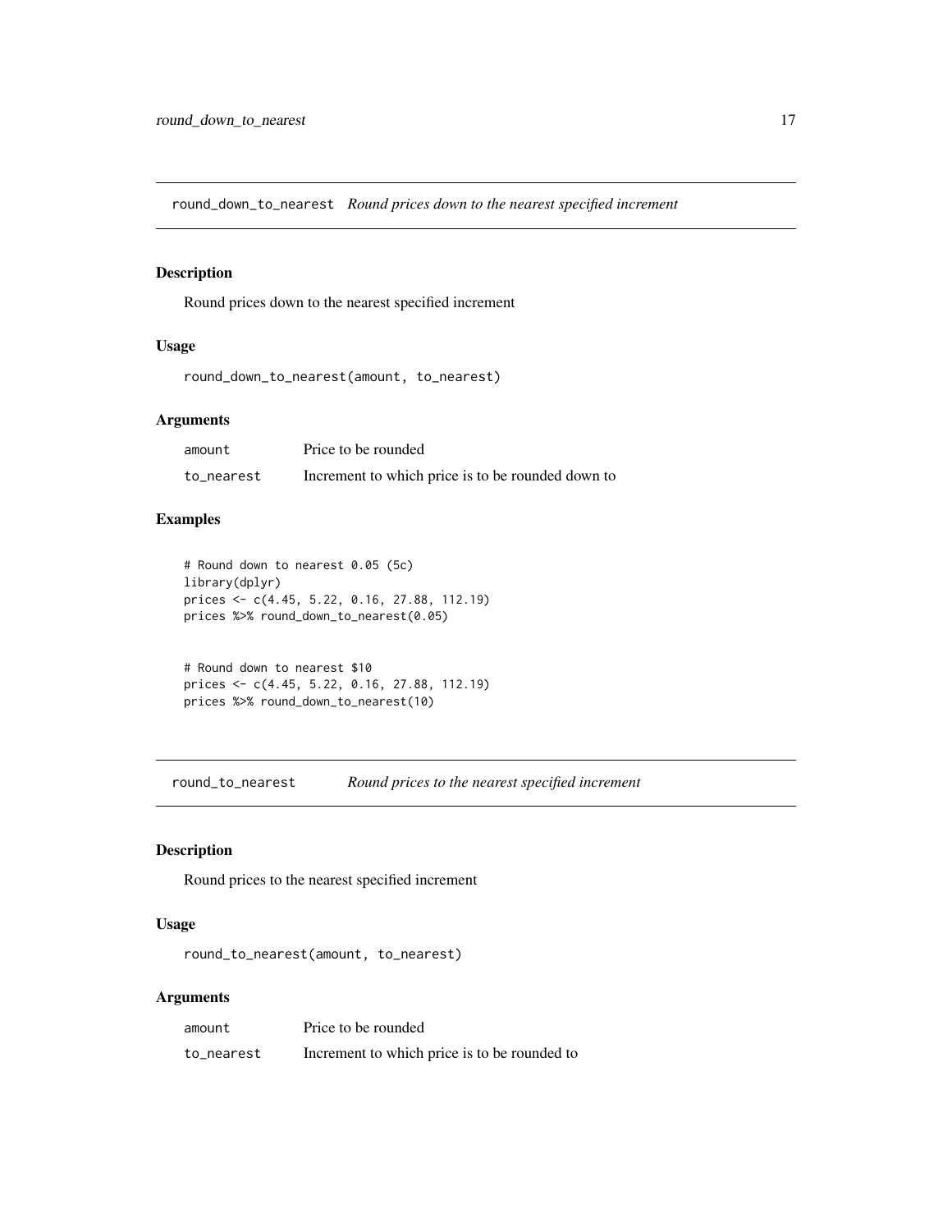## round_down_to_nearest — *Round prices down to the nearest specified increment*

### Description

Round prices down to the nearest specified increment

### Usage

```
round_down_to_nearest(amount, to_nearest)
```

### Arguments

| | |
|---|---|
| `amount` | Price to be rounded |
| `to_nearest` | Increment to which price is to be rounded down to |

### Examples

```
# Round down to nearest 0.05 (5c)
library(dplyr)
prices <- c(4.45, 5.22, 0.16, 27.88, 112.19)
prices %>% round_down_to_nearest(0.05)


# Round down to nearest $10
prices <- c(4.45, 5.22, 0.16, 27.88, 112.19)
prices %>% round_down_to_nearest(10)
```

## round_to_nearest — *Round prices to the nearest specified increment*

### Description

Round prices to the nearest specified increment

### Usage

```
round_to_nearest(amount, to_nearest)
```

### Arguments

| | |
|---|---|
| `amount` | Price to be rounded |
| `to_nearest` | Increment to which price is to be rounded to |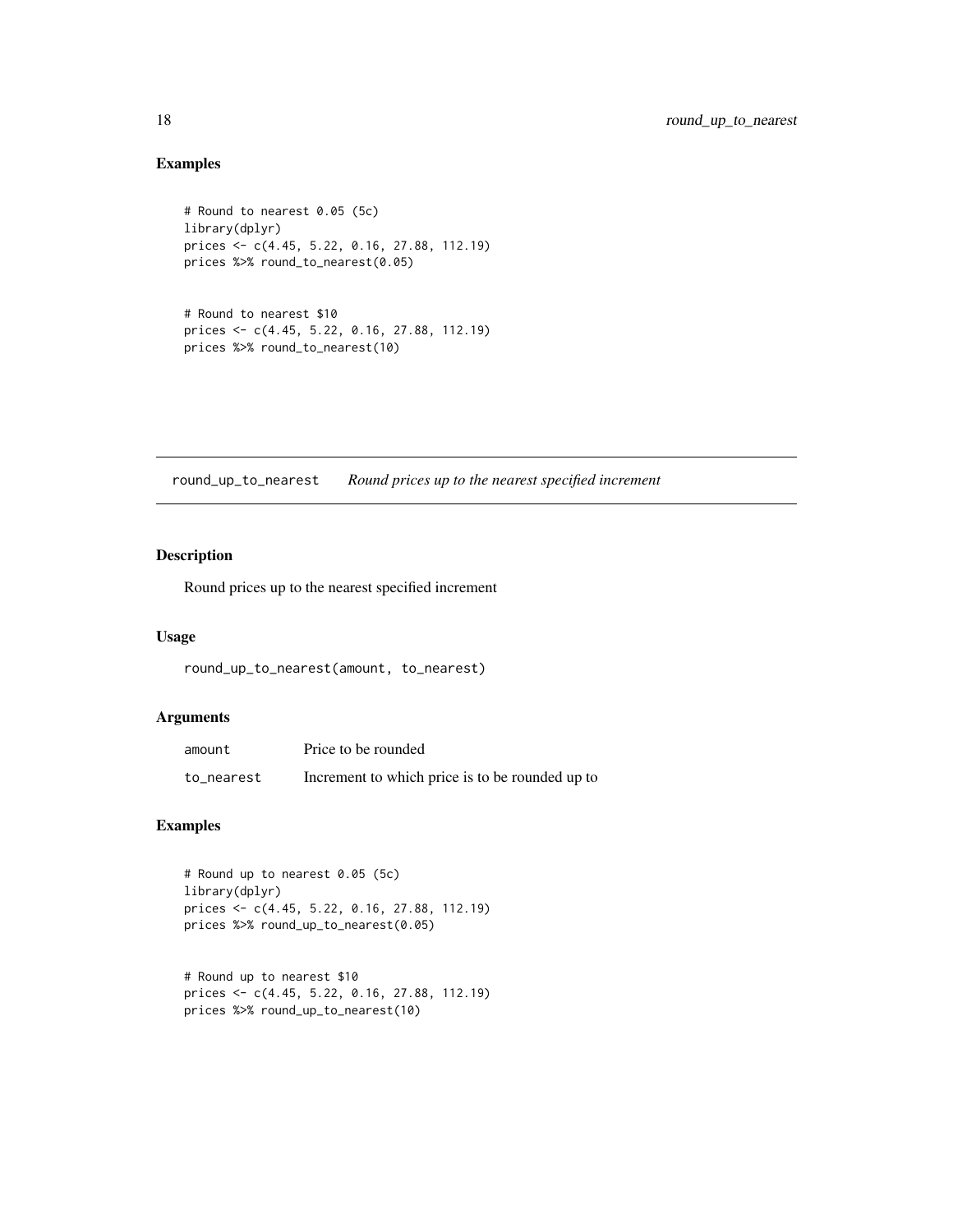## Examples

```
# Round to nearest 0.05 (5c)
library(dplyr)
prices <- c(4.45, 5.22, 0.16, 27.88, 112.19)
prices %>% round_to_nearest(0.05)


# Round to nearest $10
prices <- c(4.45, 5.22, 0.16, 27.88, 112.19)
prices %>% round_to_nearest(10)
```

---

# round_up_to_nearest    *Round prices up to the nearest specified increment*

---

## Description

Round prices up to the nearest specified increment

## Usage

```
round_up_to_nearest(amount, to_nearest)
```

## Arguments

| | |
|---|---|
| `amount` | Price to be rounded |
| `to_nearest` | Increment to which price is to be rounded up to |

## Examples

```
# Round up to nearest 0.05 (5c)
library(dplyr)
prices <- c(4.45, 5.22, 0.16, 27.88, 112.19)
prices %>% round_up_to_nearest(0.05)


# Round up to nearest $10
prices <- c(4.45, 5.22, 0.16, 27.88, 112.19)
prices %>% round_up_to_nearest(10)
```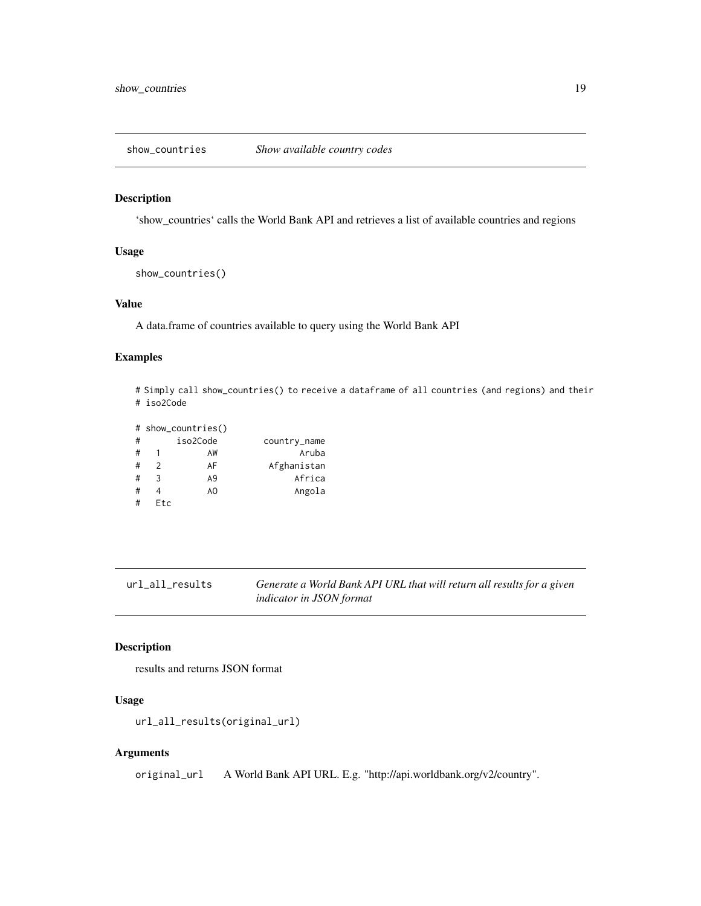## show_countries *Show available country codes*

### Description

'show_countries' calls the World Bank API and retrieves a list of available countries and regions

### Usage

```
show_countries()
```

### Value

A data.frame of countries available to query using the World Bank API

### Examples

```
# Simply call show_countries() to receive a dataframe of all countries (and regions) and their
# iso2Code

# show_countries()
#       iso2Code          country_name
#   1         AW                 Aruba
#   2         AF           Afghanistan
#   3         A9                Africa
#   4         AO                Angola
#   Etc
```

## url_all_results *Generate a World Bank API URL that will return all results for a given indicator in JSON format*

### Description

results and returns JSON format

### Usage

```
url_all_results(original_url)
```

### Arguments

`original_url` A World Bank API URL. E.g. "http://api.worldbank.org/v2/country".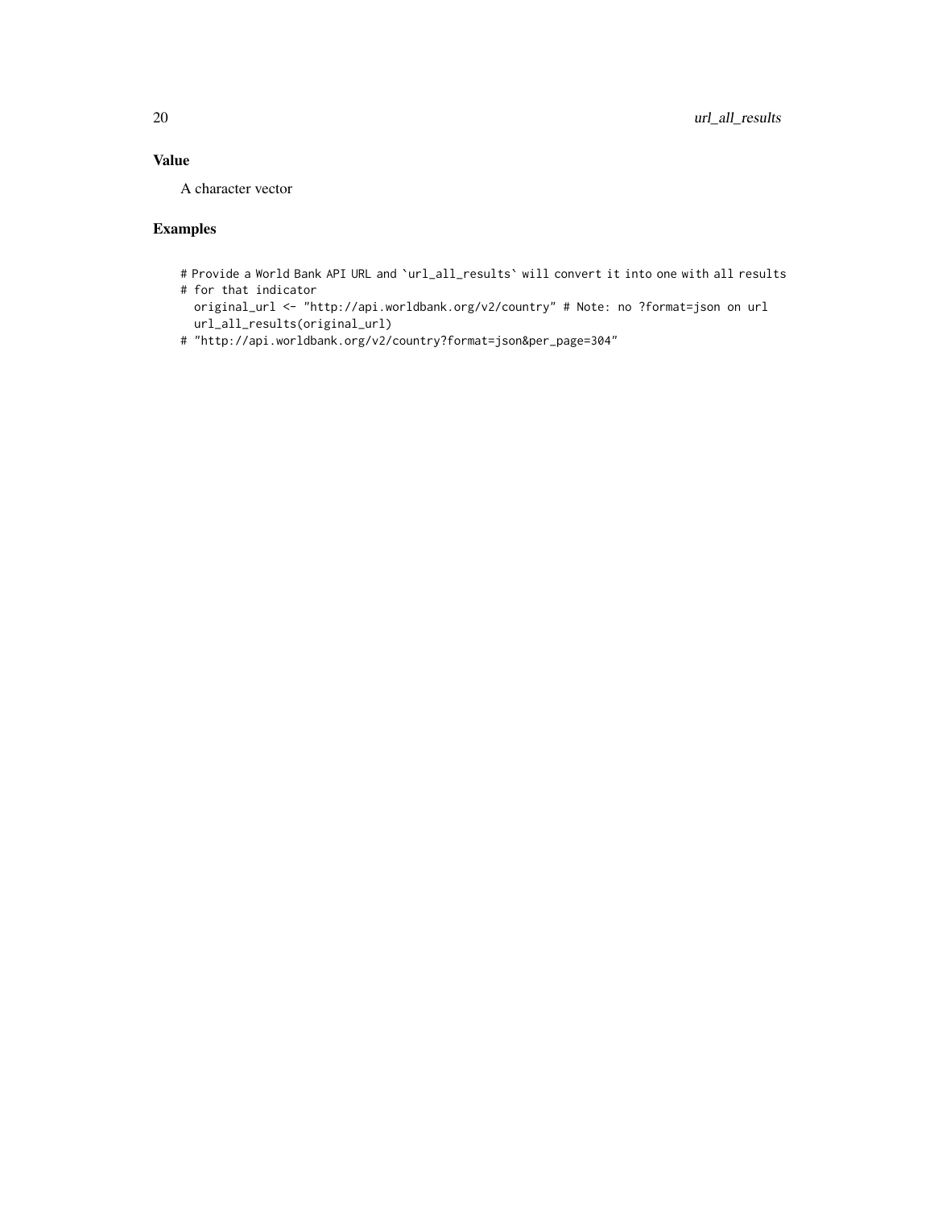## Value

A character vector

## Examples

```
# Provide a World Bank API URL and `url_all_results` will convert it into one with all results
# for that indicator
  original_url <- "http://api.worldbank.org/v2/country" # Note: no ?format=json on url
  url_all_results(original_url)
# "http://api.worldbank.org/v2/country?format=json&per_page=304"
```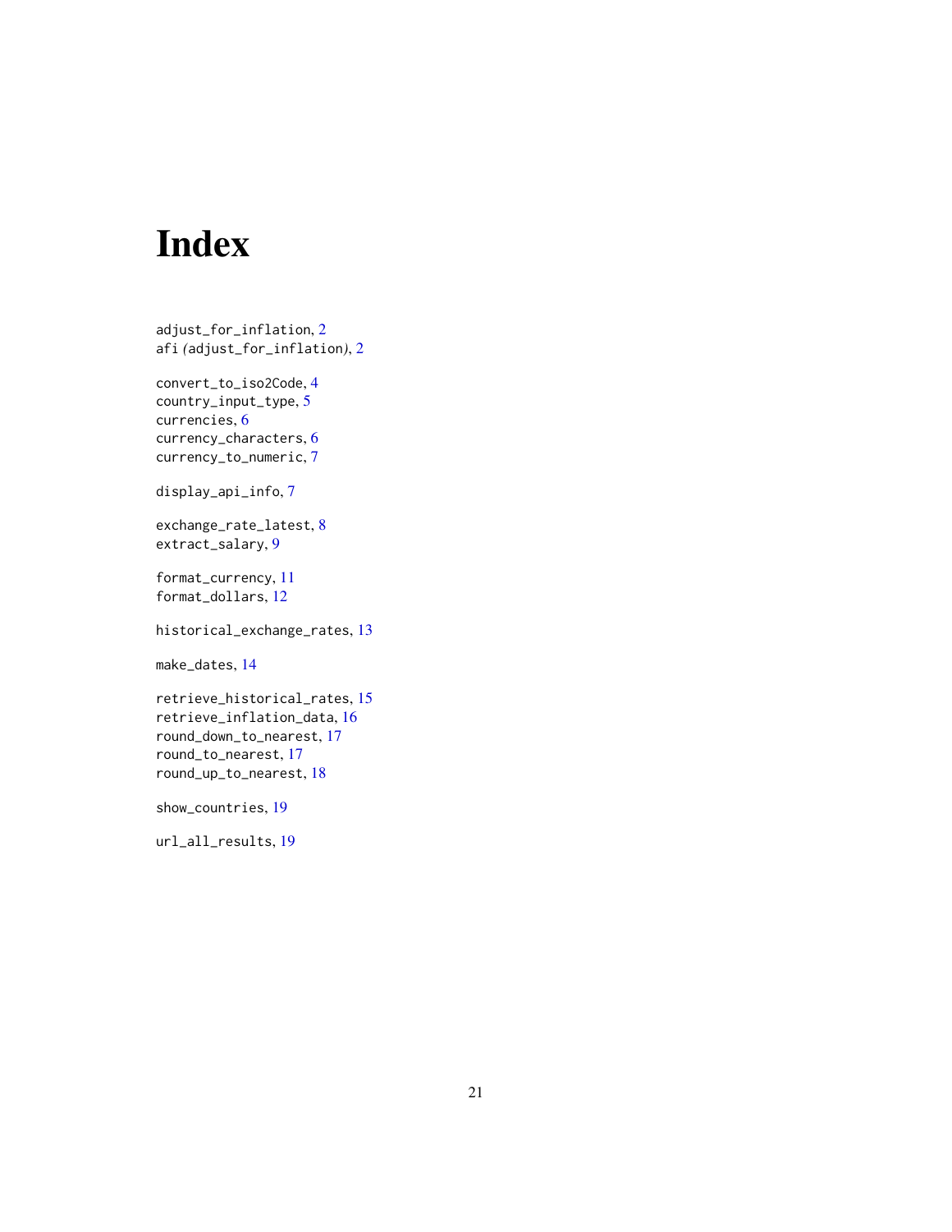# Index

adjust_for_inflation, 2
afi (adjust_for_inflation), 2

convert_to_iso2Code, 4
country_input_type, 5
currencies, 6
currency_characters, 6
currency_to_numeric, 7

display_api_info, 7

exchange_rate_latest, 8
extract_salary, 9

format_currency, 11
format_dollars, 12

historical_exchange_rates, 13

make_dates, 14

retrieve_historical_rates, 15
retrieve_inflation_data, 16
round_down_to_nearest, 17
round_to_nearest, 17
round_up_to_nearest, 18

show_countries, 19

url_all_results, 19